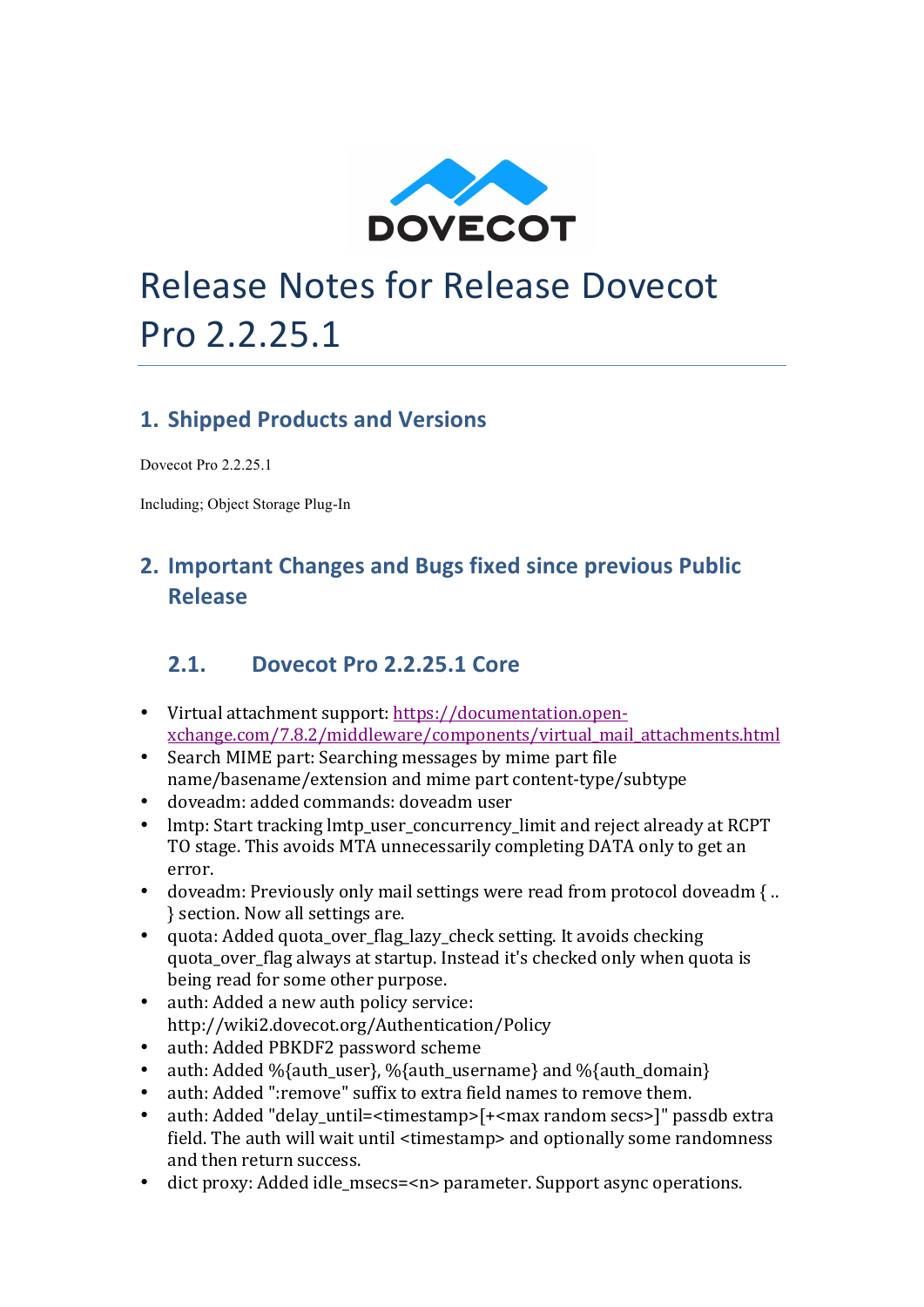# Release Notes for Release Dovecot Pro 2.2.25.1

## 1. Shipped Products and Versions

Dovecot Pro 2.2.25.1

Including; Object Storage Plug-In

## 2. Important Changes and Bugs fixed since previous Public Release

### 2.1. Dovecot Pro 2.2.25.1 Core

- Virtual attachment support: [https://documentation.open-xchange.com/7.8.2/middleware/components/virtual_mail_attachments.html](https://documentation.open-xchange.com/7.8.2/middleware/components/virtual_mail_attachments.html)
- Search MIME part: Searching messages by mime part file name/basename/extension and mime part content-type/subtype
- doveadm: added commands: doveadm user
- lmtp: Start tracking lmtp_user_concurrency_limit and reject already at RCPT TO stage. This avoids MTA unnecessarily completing DATA only to get an error.
- doveadm: Previously only mail settings were read from protocol doveadm { .. } section. Now all settings are.
- quota: Added quota_over_flag_lazy_check setting. It avoids checking quota_over_flag always at startup. Instead it's checked only when quota is being read for some other purpose.
- auth: Added a new auth policy service: http://wiki2.dovecot.org/Authentication/Policy
- auth: Added PBKDF2 password scheme
- auth: Added %{auth_user}, %{auth_username} and %{auth_domain}
- auth: Added ":remove" suffix to extra field names to remove them.
- auth: Added "delay_until=<timestamp>[+<max random secs>]" passdb extra field. The auth will wait until <timestamp> and optionally some randomness and then return success.
- dict proxy: Added idle_msecs=<n> parameter. Support async operations.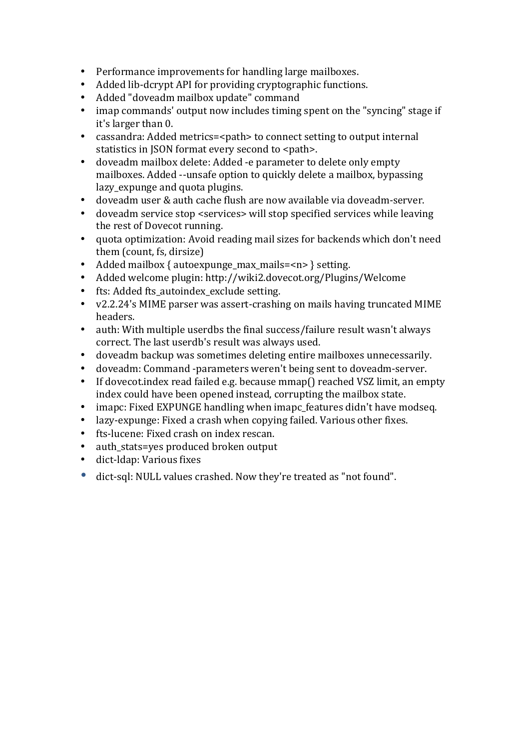- Performance improvements for handling large mailboxes.
- Added lib-dcrypt API for providing cryptographic functions.
- Added "doveadm mailbox update" command
- imap commands' output now includes timing spent on the "syncing" stage if it's larger than 0.
- cassandra: Added metrics=<path> to connect setting to output internal statistics in JSON format every second to <path>.
- doveadm mailbox delete: Added -e parameter to delete only empty mailboxes. Added --unsafe option to quickly delete a mailbox, bypassing lazy_expunge and quota plugins.
- doveadm user & auth cache flush are now available via doveadm-server.
- doveadm service stop <services> will stop specified services while leaving the rest of Dovecot running.
- quota optimization: Avoid reading mail sizes for backends which don't need them (count, fs, dirsize)
- Added mailbox { autoexpunge_max_mails=<n> } setting.
- Added welcome plugin: http://wiki2.dovecot.org/Plugins/Welcome
- fts: Added fts_autoindex_exclude setting.
- v2.2.24's MIME parser was assert-crashing on mails having truncated MIME headers.
- auth: With multiple userdbs the final success/failure result wasn't always correct. The last userdb's result was always used.
- doveadm backup was sometimes deleting entire mailboxes unnecessarily.
- doveadm: Command -parameters weren't being sent to doveadm-server.
- If dovecot.index read failed e.g. because mmap() reached VSZ limit, an empty index could have been opened instead, corrupting the mailbox state.
- imapc: Fixed EXPUNGE handling when imapc_features didn't have modseq.
- lazy-expunge: Fixed a crash when copying failed. Various other fixes.
- fts-lucene: Fixed crash on index rescan.
- auth_stats=yes produced broken output
- dict-ldap: Various fixes
- dict-sql: NULL values crashed. Now they're treated as "not found".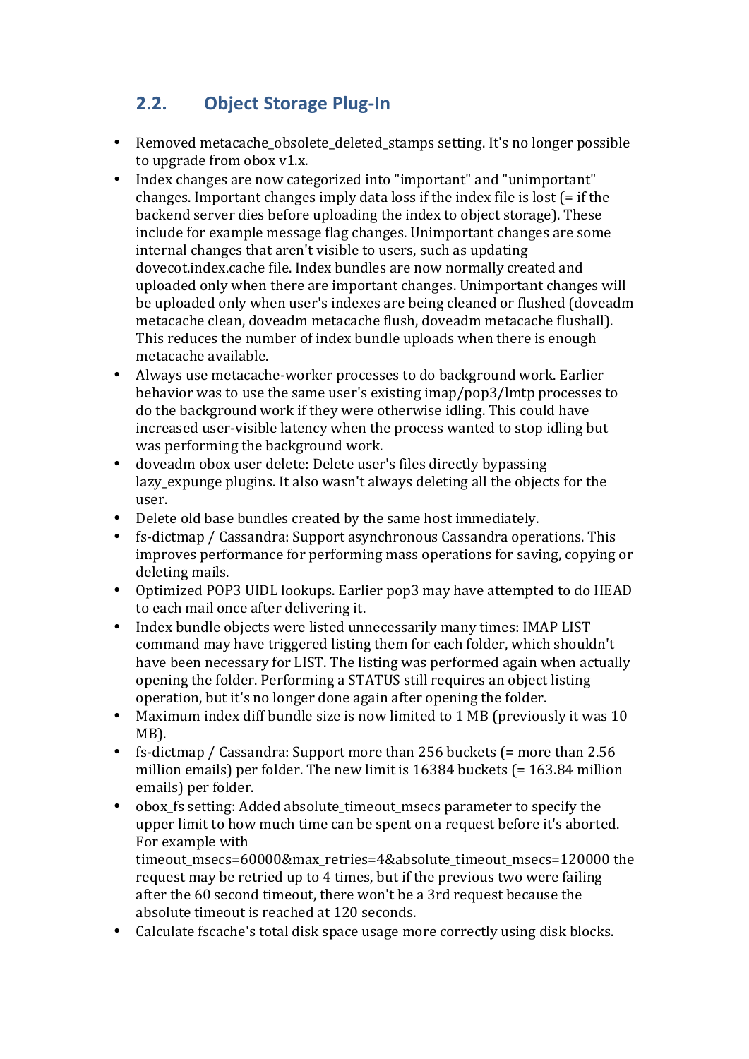## 2.2. Object Storage Plug-In

- Removed metacache_obsolete_deleted_stamps setting. It's no longer possible to upgrade from obox v1.x.
- Index changes are now categorized into "important" and "unimportant" changes. Important changes imply data loss if the index file is lost (= if the backend server dies before uploading the index to object storage). These include for example message flag changes. Unimportant changes are some internal changes that aren't visible to users, such as updating dovecot.index.cache file. Index bundles are now normally created and uploaded only when there are important changes. Unimportant changes will be uploaded only when user's indexes are being cleaned or flushed (doveadm metacache clean, doveadm metacache flush, doveadm metacache flushall). This reduces the number of index bundle uploads when there is enough metacache available.
- Always use metacache-worker processes to do background work. Earlier behavior was to use the same user's existing imap/pop3/lmtp processes to do the background work if they were otherwise idling. This could have increased user-visible latency when the process wanted to stop idling but was performing the background work.
- doveadm obox user delete: Delete user's files directly bypassing lazy_expunge plugins. It also wasn't always deleting all the objects for the user.
- Delete old base bundles created by the same host immediately.
- fs-dictmap / Cassandra: Support asynchronous Cassandra operations. This improves performance for performing mass operations for saving, copying or deleting mails.
- Optimized POP3 UIDL lookups. Earlier pop3 may have attempted to do HEAD to each mail once after delivering it.
- Index bundle objects were listed unnecessarily many times: IMAP LIST command may have triggered listing them for each folder, which shouldn't have been necessary for LIST. The listing was performed again when actually opening the folder. Performing a STATUS still requires an object listing operation, but it's no longer done again after opening the folder.
- Maximum index diff bundle size is now limited to 1 MB (previously it was 10 MB).
- fs-dictmap / Cassandra: Support more than 256 buckets (= more than 2.56 million emails) per folder. The new limit is 16384 buckets (= 163.84 million emails) per folder.
- obox_fs setting: Added absolute_timeout_msecs parameter to specify the upper limit to how much time can be spent on a request before it's aborted. For example with timeout_msecs=60000&max_retries=4&absolute_timeout_msecs=120000 the request may be retried up to 4 times, but if the previous two were failing after the 60 second timeout, there won't be a 3rd request because the absolute timeout is reached at 120 seconds.
- Calculate fscache's total disk space usage more correctly using disk blocks.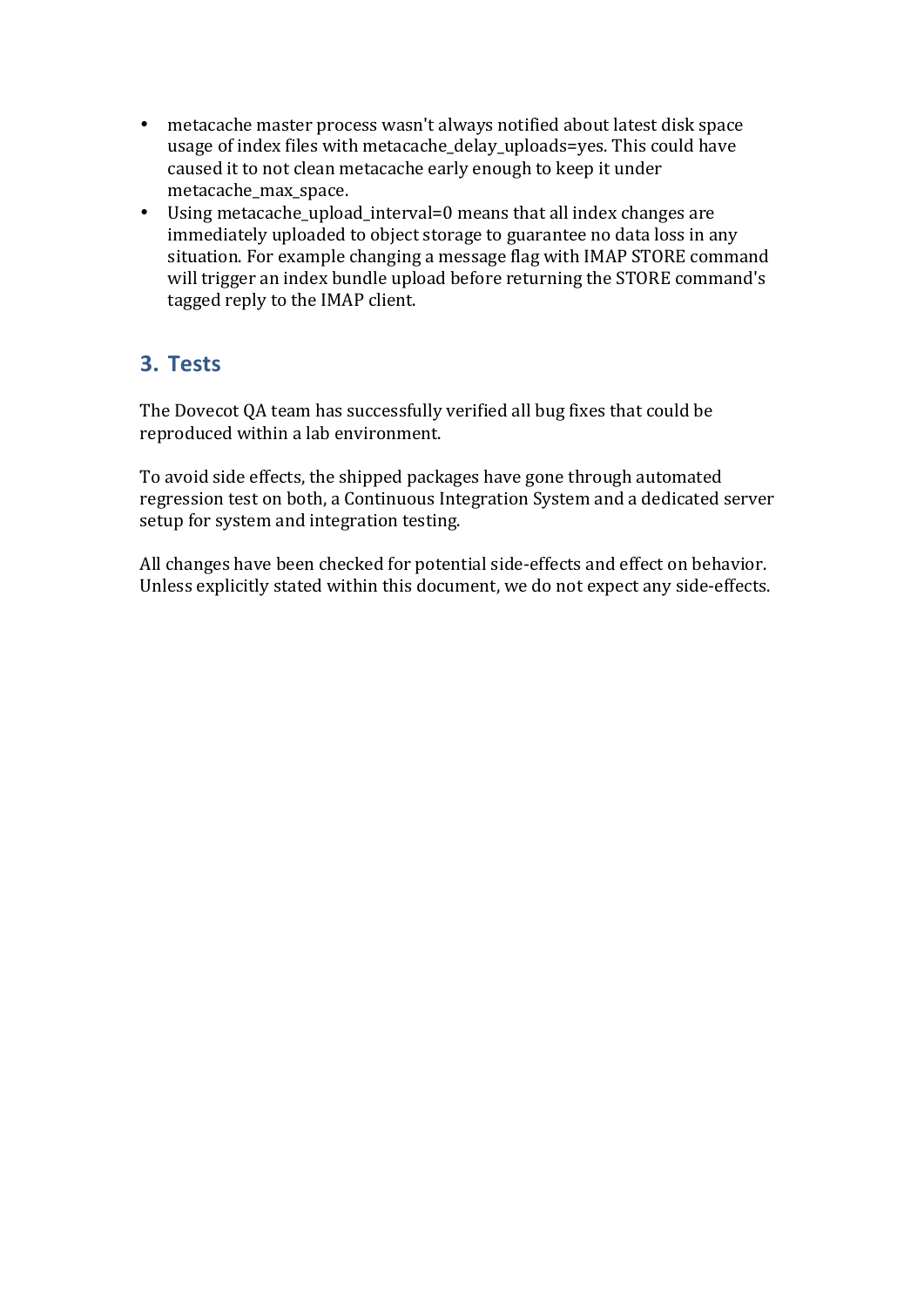- metacache master process wasn't always notified about latest disk space usage of index files with metacache_delay_uploads=yes. This could have caused it to not clean metacache early enough to keep it under metacache_max_space.
- Using metacache_upload_interval=0 means that all index changes are immediately uploaded to object storage to guarantee no data loss in any situation. For example changing a message flag with IMAP STORE command will trigger an index bundle upload before returning the STORE command's tagged reply to the IMAP client.

## 3. Tests

The Dovecot QA team has successfully verified all bug fixes that could be reproduced within a lab environment.

To avoid side effects, the shipped packages have gone through automated regression test on both, a Continuous Integration System and a dedicated server setup for system and integration testing.

All changes have been checked for potential side-effects and effect on behavior. Unless explicitly stated within this document, we do not expect any side-effects.